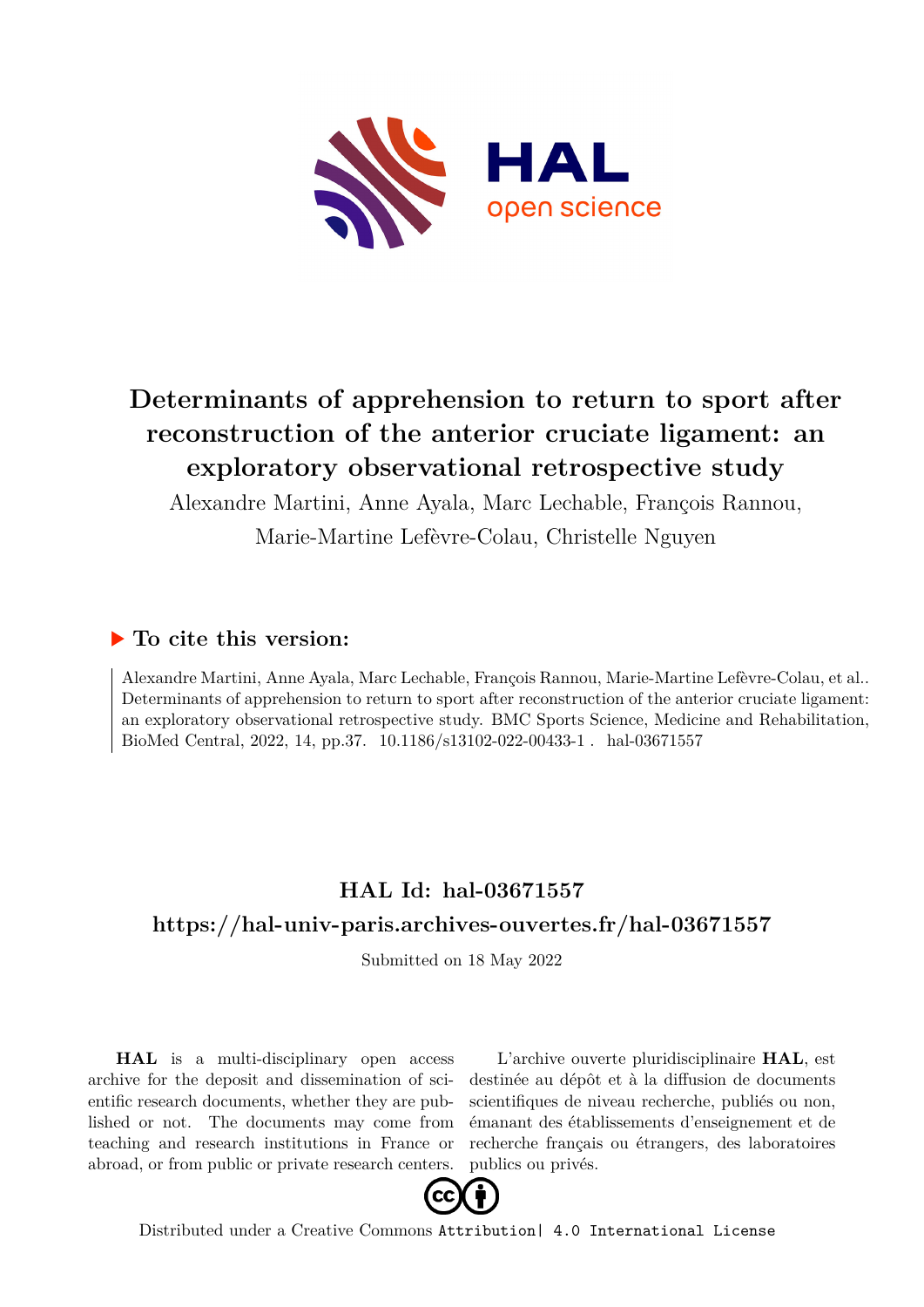# Determinants of apprehension to return to sport after reconstruction of the anterior cruciate ligament: an exploratory observational retrospective study

Alexandre Martini, Anne Ayala, Marc Lechable, François Rannou, Marie-Martine Lefèvre-Colau, Christelle Nguyen

## ▶ To cite this version:

Alexandre Martini, Anne Ayala, Marc Lechable, François Rannou, Marie-Martine Lefèvre-Colau, et al.. Determinants of apprehension to return to sport after reconstruction of the anterior cruciate ligament: an exploratory observational retrospective study. BMC Sports Science, Medicine and Rehabilitation, BioMed Central, 2022, 14, pp.37. 10.1186/s13102-022-00433-1 . hal-03671557

## HAL Id: hal-03671557

## https://hal-univ-paris.archives-ouvertes.fr/hal-03671557

Submitted on 18 May 2022

**HAL** is a multi-disciplinary open access archive for the deposit and dissemination of scientific research documents, whether they are published or not. The documents may come from teaching and research institutions in France or abroad, or from public or private research centers.

L'archive ouverte pluridisciplinaire **HAL**, est destinée au dépôt et à la diffusion de documents scientifiques de niveau recherche, publiés ou non, émanant des établissements d'enseignement et de recherche français ou étrangers, des laboratoires publics ou privés.

Distributed under a Creative Commons Attribution| 4.0 International License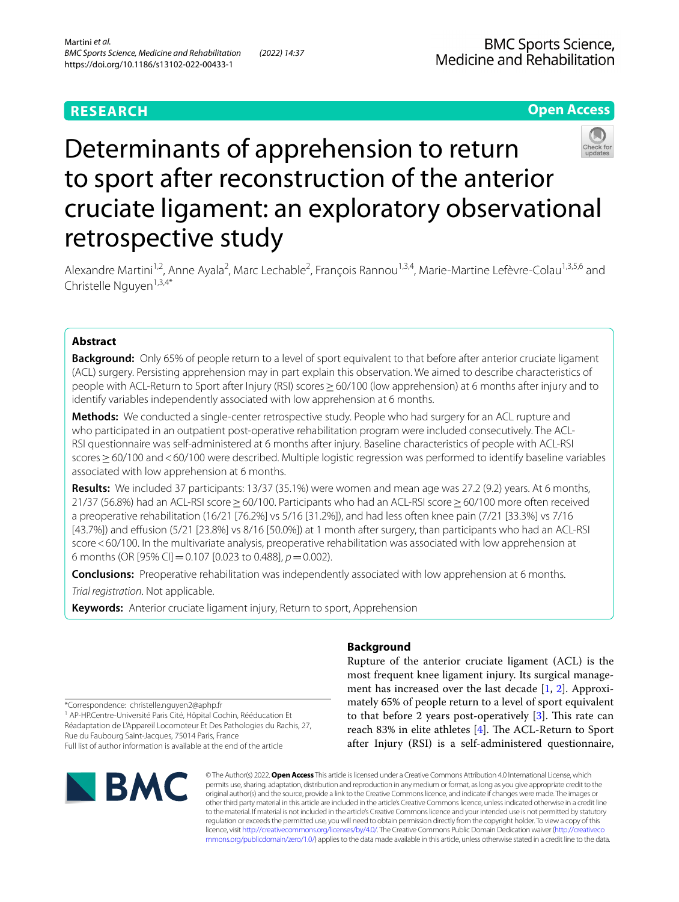## RESEARCH

# Determinants of apprehension to return to sport after reconstruction of the anterior cruciate ligament: an exploratory observational retrospective study

Alexandre Martini[1,2], Anne Ayala[2], Marc Lechable[2], François Rannou[1,3,4], Marie-Martine Lefèvre-Colau[1,3,5,6] and Christelle Nguyen[1,3,4*]

## Abstract

**Background:** Only 65% of people return to a level of sport equivalent to that before after anterior cruciate ligament (ACL) surgery. Persisting apprehension may in part explain this observation. We aimed to describe characteristics of people with ACL-Return to Sport after Injury (RSI) scores ≥ 60/100 (low apprehension) at 6 months after injury and to identify variables independently associated with low apprehension at 6 months.

**Methods:** We conducted a single-center retrospective study. People who had surgery for an ACL rupture and who participated in an outpatient post-operative rehabilitation program were included consecutively. The ACL-RSI questionnaire was self-administered at 6 months after injury. Baseline characteristics of people with ACL-RSI scores ≥ 60/100 and < 60/100 were described. Multiple logistic regression was performed to identify baseline variables associated with low apprehension at 6 months.

**Results:** We included 37 participants: 13/37 (35.1%) were women and mean age was 27.2 (9.2) years. At 6 months, 21/37 (56.8%) had an ACL-RSI score ≥ 60/100. Participants who had an ACL-RSI score ≥ 60/100 more often received a preoperative rehabilitation (16/21 [76.2%] vs 5/16 [31.2%]), and had less often knee pain (7/21 [33.3%] vs 7/16 [43.7%]) and effusion (5/21 [23.8%] vs 8/16 [50.0%]) at 1 month after surgery, than participants who had an ACL-RSI score < 60/100. In the multivariate analysis, preoperative rehabilitation was associated with low apprehension at 6 months (OR [95% CI] = 0.107 [0.023 to 0.488], $p = 0.002$).

**Conclusions:** Preoperative rehabilitation was independently associated with low apprehension at 6 months.

*Trial registration*. Not applicable.

**Keywords:** Anterior cruciate ligament injury, Return to sport, Apprehension

## Background

Rupture of the anterior cruciate ligament (ACL) is the most frequent knee ligament injury. Its surgical management has increased over the last decade [1, 2]. Approximately 65% of people return to a level of sport equivalent to that before 2 years post-operatively [3]. This rate can reach 83% in elite athletes [4]. The ACL-Return to Sport after Injury (RSI) is a self-administered questionnaire,

*Correspondence: christelle.nguyen2@aphp.fr
[1] AP-HP.Centre-Université Paris Cité, Hôpital Cochin, Rééducation Et Réadaptation de L'Appareil Locomoteur Et Des Pathologies du Rachis, 27, Rue du Faubourg Saint-Jacques, 75014 Paris, France
Full list of author information is available at the end of the article

© The Author(s) 2022. **Open Access** This article is licensed under a Creative Commons Attribution 4.0 International License, which permits use, sharing, adaptation, distribution and reproduction in any medium or format, as long as you give appropriate credit to the original author(s) and the source, provide a link to the Creative Commons licence, and indicate if changes were made. The images or other third party material in this article are included in the article's Creative Commons licence, unless indicated otherwise in a credit line to the material. If material is not included in the article's Creative Commons licence and your intended use is not permitted by statutory regulation or exceeds the permitted use, you will need to obtain permission directly from the copyright holder. To view a copy of this licence, visit http://creativecommons.org/licenses/by/4.0/. The Creative Commons Public Domain Dedication waiver (http://creativecommons.org/publicdomain/zero/1.0/) applies to the data made available in this article, unless otherwise stated in a credit line to the data.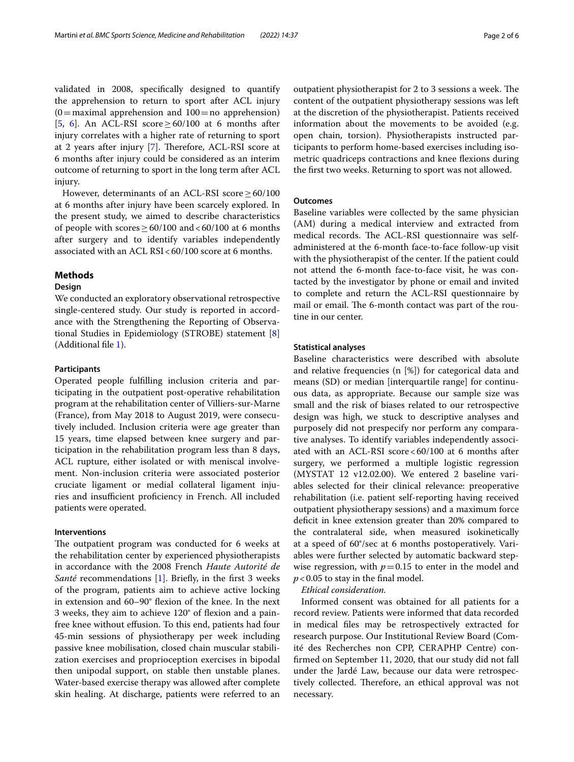validated in 2008, specifically designed to quantify the apprehension to return to sport after ACL injury (0 = maximal apprehension and 100 = no apprehension) [5, 6]. An ACL-RSI score ≥ 60/100 at 6 months after injury correlates with a higher rate of returning to sport at 2 years after injury [7]. Therefore, ACL-RSI score at 6 months after injury could be considered as an interim outcome of returning to sport in the long term after ACL injury.

However, determinants of an ACL-RSI score ≥ 60/100 at 6 months after injury have been scarcely explored. In the present study, we aimed to describe characteristics of people with scores ≥ 60/100 and < 60/100 at 6 months after surgery and to identify variables independently associated with an ACL RSI < 60/100 score at 6 months.

## Methods

### Design

We conducted an exploratory observational retrospective single-centered study. Our study is reported in accordance with the Strengthening the Reporting of Observational Studies in Epidemiology (STROBE) statement [8] (Additional file 1).

#### Participants

Operated people fulfilling inclusion criteria and participating in the outpatient post-operative rehabilitation program at the rehabilitation center of Villiers-sur-Marne (France), from May 2018 to August 2019, were consecutively included. Inclusion criteria were age greater than 15 years, time elapsed between knee surgery and participation in the rehabilitation program less than 8 days, ACL rupture, either isolated or with meniscal involvement. Non-inclusion criteria were associated posterior cruciate ligament or medial collateral ligament injuries and insufficient proficiency in French. All included patients were operated.

#### Interventions

The outpatient program was conducted for 6 weeks at the rehabilitation center by experienced physiotherapists in accordance with the 2008 French *Haute Autorité de Santé* recommendations [1]. Briefly, in the first 3 weeks of the program, patients aim to achieve active locking in extension and 60–90° flexion of the knee. In the next 3 weeks, they aim to achieve 120° of flexion and a pain-free knee without effusion. To this end, patients had four 45-min sessions of physiotherapy per week including passive knee mobilisation, closed chain muscular stabilization exercises and proprioception exercises in bipodal then unipodal support, on stable then unstable planes. Water-based exercise therapy was allowed after complete skin healing. At discharge, patients were referred to an outpatient physiotherapist for 2 to 3 sessions a week. The content of the outpatient physiotherapy sessions was left at the discretion of the physiotherapist. Patients received information about the movements to be avoided (e.g. open chain, torsion). Physiotherapists instructed participants to perform home-based exercises including isometric quadriceps contractions and knee flexions during the first two weeks. Returning to sport was not allowed.

#### Outcomes

Baseline variables were collected by the same physician (AM) during a medical interview and extracted from medical records. The ACL-RSI questionnaire was self-administered at the 6-month face-to-face follow-up visit with the physiotherapist of the center. If the patient could not attend the 6-month face-to-face visit, he was contacted by the investigator by phone or email and invited to complete and return the ACL-RSI questionnaire by mail or email. The 6-month contact was part of the routine in our center.

#### Statistical analyses

Baseline characteristics were described with absolute and relative frequencies (n [%]) for categorical data and means (SD) or median [interquartile range] for continuous data, as appropriate. Because our sample size was small and the risk of biases related to our retrospective design was high, we stuck to descriptive analyses and purposely did not prespecify nor perform any comparative analyses. To identify variables independently associated with an ACL-RSI score < 60/100 at 6 months after surgery, we performed a multiple logistic regression (MYSTAT 12 v12.02.00). We entered 2 baseline variables selected for their clinical relevance: preoperative rehabilitation (i.e. patient self-reporting having received outpatient physiotherapy sessions) and a maximum force deficit in knee extension greater than 20% compared to the contralateral side, when measured isokinetically at a speed of 60°/sec at 6 months postoperatively. Variables were further selected by automatic backward stepwise regression, with $p = 0.15$ to enter in the model and $p < 0.05$ to stay in the final model.

*Ethical consideration.*

Informed consent was obtained for all patients for a record review. Patients were informed that data recorded in medical files may be retrospectively extracted for research purpose. Our Institutional Review Board (Comité des Recherches non CPP, CERAPHP Centre) confirmed on September 11, 2020, that our study did not fall under the Jardé Law, because our data were retrospectively collected. Therefore, an ethical approval was not necessary.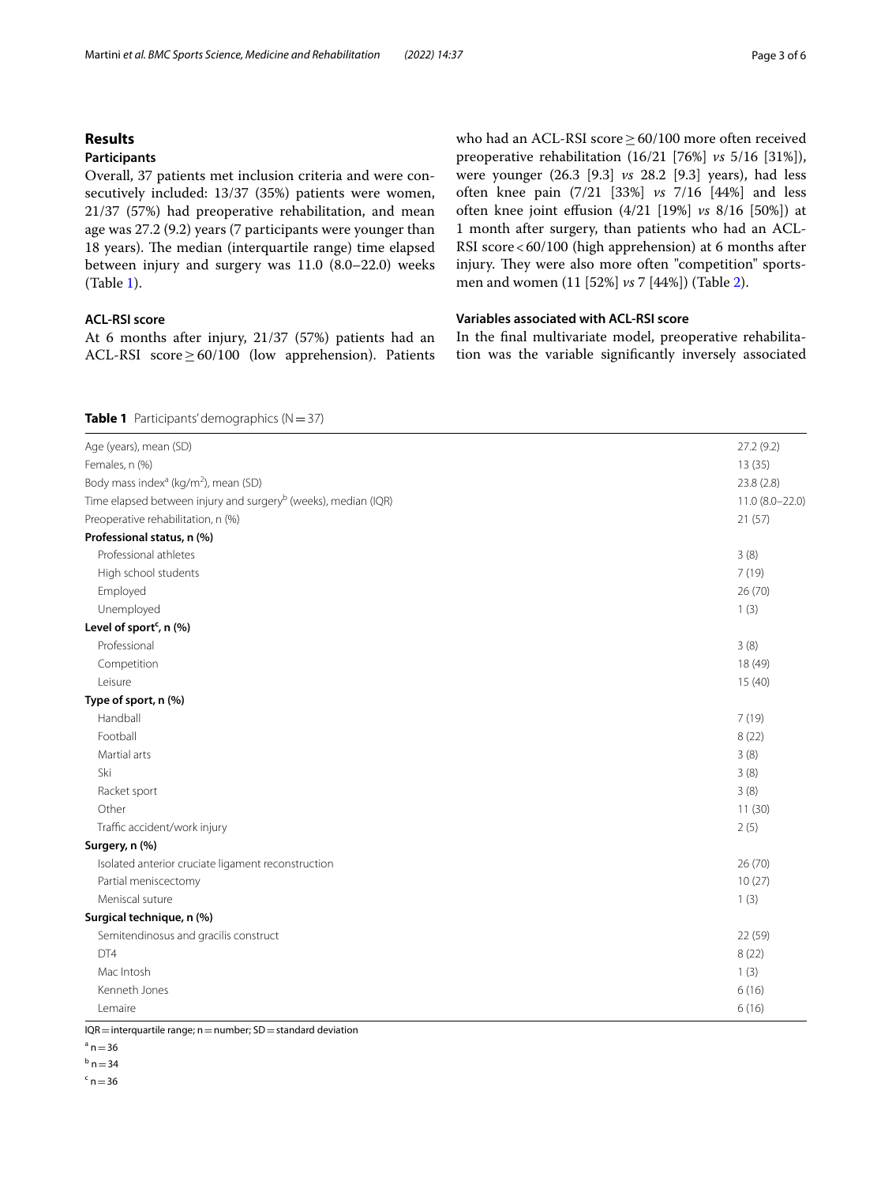## Results

### Participants

Overall, 37 patients met inclusion criteria and were consecutively included: 13/37 (35%) patients were women, 21/37 (57%) had preoperative rehabilitation, and mean age was 27.2 (9.2) years (7 participants were younger than 18 years). The median (interquartile range) time elapsed between injury and surgery was 11.0 (8.0–22.0) weeks (Table 1).

### ACL-RSI score

At 6 months after injury, 21/37 (57%) patients had an ACL-RSI score ≥ 60/100 (low apprehension). Patients who had an ACL-RSI score ≥ 60/100 more often received preoperative rehabilitation (16/21 [76%] *vs* 5/16 [31%]), were younger (26.3 [9.3] *vs* 28.2 [9.3] years), had less often knee pain (7/21 [33%] *vs* 7/16 [44%] and less often knee joint effusion (4/21 [19%] *vs* 8/16 [50%]) at 1 month after surgery, than patients who had an ACL-RSI score < 60/100 (high apprehension) at 6 months after injury. They were also more often "competition" sportsmen and women (11 [52%] *vs* 7 [44%]) (Table 2).

### Variables associated with ACL-RSI score

In the final multivariate model, preoperative rehabilitation was the variable significantly inversely associated

**Table 1** Participants' demographics (N = 37)

| | |
|---|---|
| Age (years), mean (SD) | 27.2 (9.2) |
| Females, n (%) | 13 (35) |
| Body mass index[a] (kg/m$^2$), mean (SD) | 23.8 (2.8) |
| Time elapsed between injury and surgery[b] (weeks), median (IQR) | 11.0 (8.0–22.0) |
| Preoperative rehabilitation, n (%) | 21 (57) |
| **Professional status, n (%)** | |
| Professional athletes | 3 (8) |
| High school students | 7 (19) |
| Employed | 26 (70) |
| Unemployed | 1 (3) |
| **Level of sport[c], n (%)** | |
| Professional | 3 (8) |
| Competition | 18 (49) |
| Leisure | 15 (40) |
| **Type of sport, n (%)** | |
| Handball | 7 (19) |
| Football | 8 (22) |
| Martial arts | 3 (8) |
| Ski | 3 (8) |
| Racket sport | 3 (8) |
| Other | 11 (30) |
| Traffic accident/work injury | 2 (5) |
| **Surgery, n (%)** | |
| Isolated anterior cruciate ligament reconstruction | 26 (70) |
| Partial meniscectomy | 10 (27) |
| Meniscal suture | 1 (3) |
| **Surgical technique, n (%)** | |
| Semitendinosus and gracilis construct | 22 (59) |
| DT4 | 8 (22) |
| Mac Intosh | 1 (3) |
| Kenneth Jones | 6 (16) |
| Lemaire | 6 (16) |

IQR = interquartile range; n = number; SD = standard deviation

[a] n = 36

[b] n = 34

[c] n = 36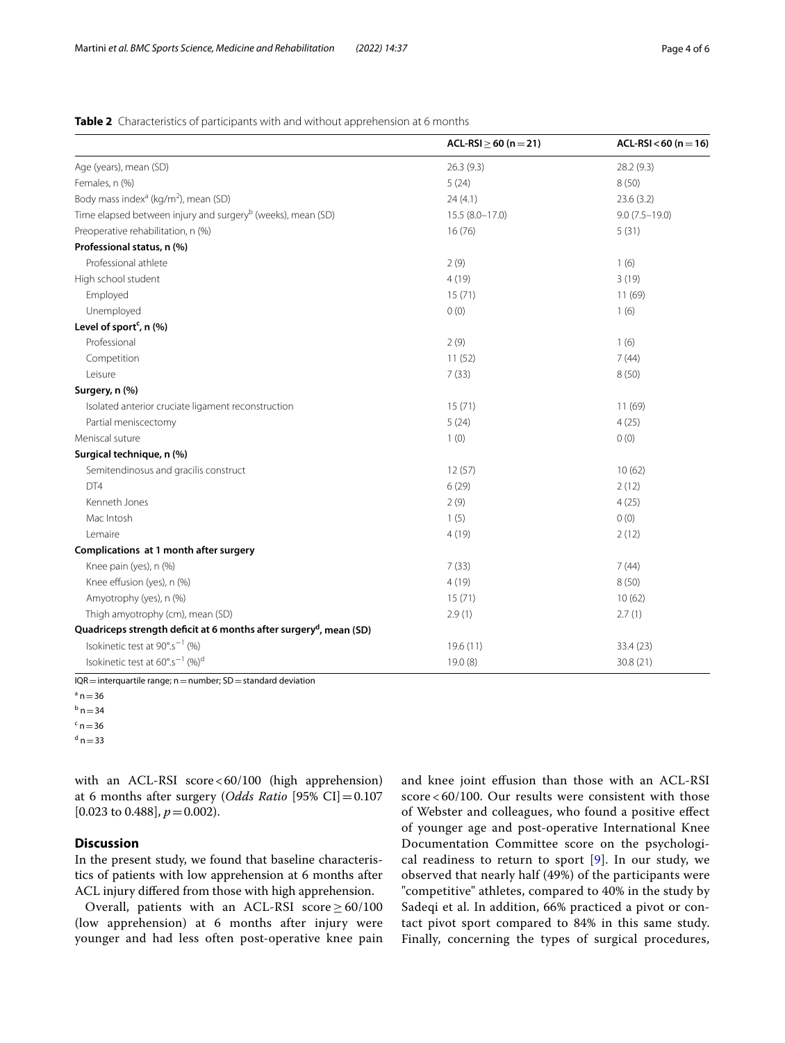**Table 2** Characteristics of participants with and without apprehension at 6 months

| | ACL-RSI ≥ 60 (n = 21) | ACL-RSI < 60 (n = 16) |
|---|---|---|
| Age (years), mean (SD) | 26.3 (9.3) | 28.2 (9.3) |
| Females, n (%) | 5 (24) | 8 (50) |
| Body mass index[a] (kg/m$^2$), mean (SD) | 24 (4.1) | 23.6 (3.2) |
| Time elapsed between injury and surgery[b] (weeks), mean (SD) | 15.5 (8.0–17.0) | 9.0 (7.5–19.0) |
| Preoperative rehabilitation, n (%) | 16 (76) | 5 (31) |
| **Professional status, n (%)** | | |
| Professional athlete | 2 (9) | 1 (6) |
| High school student | 4 (19) | 3 (19) |
| Employed | 15 (71) | 11 (69) |
| Unemployed | 0 (0) | 1 (6) |
| **Level of sport[c], n (%)** | | |
| Professional | 2 (9) | 1 (6) |
| Competition | 11 (52) | 7 (44) |
| Leisure | 7 (33) | 8 (50) |
| **Surgery, n (%)** | | |
| Isolated anterior cruciate ligament reconstruction | 15 (71) | 11 (69) |
| Partial meniscectomy | 5 (24) | 4 (25) |
| Meniscal suture | 1 (0) | 0 (0) |
| **Surgical technique, n (%)** | | |
| Semitendinosus and gracilis construct | 12 (57) | 10 (62) |
| DT4 | 6 (29) | 2 (12) |
| Kenneth Jones | 2 (9) | 4 (25) |
| Mac Intosh | 1 (5) | 0 (0) |
| Lemaire | 4 (19) | 2 (12) |
| **Complications at 1 month after surgery** | | |
| Knee pain (yes), n (%) | 7 (33) | 7 (44) |
| Knee effusion (yes), n (%) | 4 (19) | 8 (50) |
| Amyotrophy (yes), n (%) | 15 (71) | 10 (62) |
| Thigh amyotrophy (cm), mean (SD) | 2.9 (1) | 2.7 (1) |
| **Quadriceps strength deficit at 6 months after surgery[d], mean (SD)** | | |
| Isokinetic test at 90°.s$^{-1}$ (%) | 19.6 (11) | 33.4 (23) |
| Isokinetic test at 60°.s$^{-1}$ (%)[d] | 19.0 (8) | 30.8 (21) |

IQR = interquartile range; n = number; SD = standard deviation

[a] n = 36

[b] n = 34

[c] n = 36

[d] n = 33

with an ACL-RSI score < 60/100 (high apprehension) at 6 months after surgery (*Odds Ratio* [95% CI] = 0.107 [0.023 to 0.488], $p = 0.002$).

## Discussion

In the present study, we found that baseline characteristics of patients with low apprehension at 6 months after ACL injury differed from those with high apprehension.

Overall, patients with an ACL-RSI score ≥ 60/100 (low apprehension) at 6 months after injury were younger and had less often post-operative knee pain and knee joint effusion than those with an ACL-RSI score < 60/100. Our results were consistent with those of Webster and colleagues, who found a positive effect of younger age and post-operative International Knee Documentation Committee score on the psychological readiness to return to sport [9]. In our study, we observed that nearly half (49%) of the participants were "competitive" athletes, compared to 40% in the study by Sadeqi et al. In addition, 66% practiced a pivot or contact pivot sport compared to 84% in this same study. Finally, concerning the types of surgical procedures,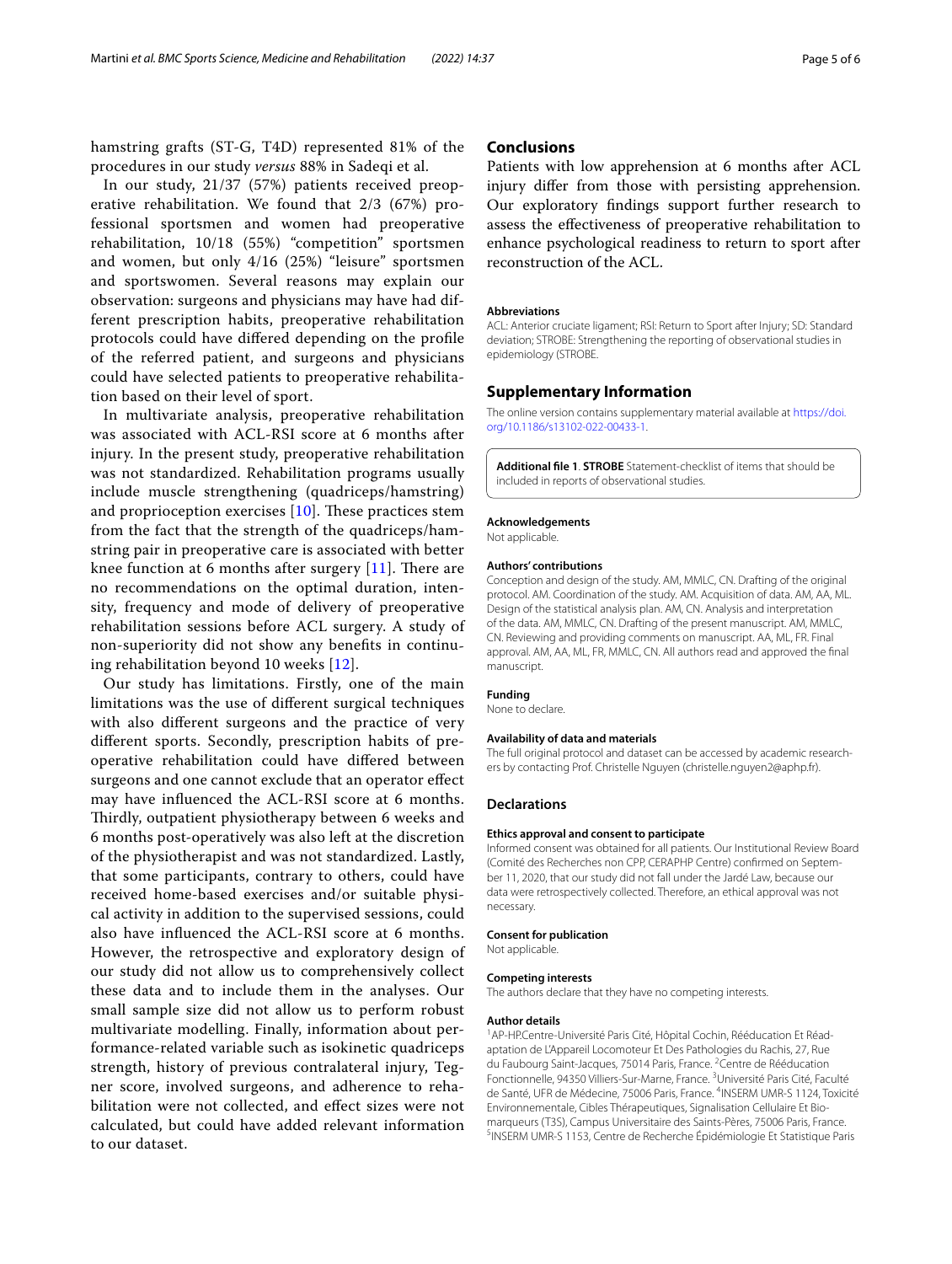hamstring grafts (ST-G, T4D) represented 81% of the procedures in our study *versus* 88% in Sadeqi et al.

In our study, 21/37 (57%) patients received preoperative rehabilitation. We found that 2/3 (67%) professional sportsmen and women had preoperative rehabilitation, 10/18 (55%) "competition" sportsmen and women, but only 4/16 (25%) "leisure" sportsmen and sportswomen. Several reasons may explain our observation: surgeons and physicians may have had different prescription habits, preoperative rehabilitation protocols could have differed depending on the profile of the referred patient, and surgeons and physicians could have selected patients to preoperative rehabilitation based on their level of sport.

In multivariate analysis, preoperative rehabilitation was associated with ACL-RSI score at 6 months after injury. In the present study, preoperative rehabilitation was not standardized. Rehabilitation programs usually include muscle strengthening (quadriceps/hamstring) and proprioception exercises [10]. These practices stem from the fact that the strength of the quadriceps/hamstring pair in preoperative care is associated with better knee function at 6 months after surgery [11]. There are no recommendations on the optimal duration, intensity, frequency and mode of delivery of preoperative rehabilitation sessions before ACL surgery. A study of non-superiority did not show any benefits in continuing rehabilitation beyond 10 weeks [12].

Our study has limitations. Firstly, one of the main limitations was the use of different surgical techniques with also different surgeons and the practice of very different sports. Secondly, prescription habits of preoperative rehabilitation could have differed between surgeons and one cannot exclude that an operator effect may have influenced the ACL-RSI score at 6 months. Thirdly, outpatient physiotherapy between 6 weeks and 6 months post-operatively was also left at the discretion of the physiotherapist and was not standardized. Lastly, that some participants, contrary to others, could have received home-based exercises and/or suitable physical activity in addition to the supervised sessions, could also have influenced the ACL-RSI score at 6 months. However, the retrospective and exploratory design of our study did not allow us to comprehensively collect these data and to include them in the analyses. Our small sample size did not allow us to perform robust multivariate modelling. Finally, information about performance-related variable such as isokinetic quadriceps strength, history of previous contralateral injury, Tegner score, involved surgeons, and adherence to rehabilitation were not collected, and effect sizes were not calculated, but could have added relevant information to our dataset.

## Conclusions

Patients with low apprehension at 6 months after ACL injury differ from those with persisting apprehension. Our exploratory findings support further research to assess the effectiveness of preoperative rehabilitation to enhance psychological readiness to return to sport after reconstruction of the ACL.

#### Abbreviations

ACL: Anterior cruciate ligament; RSI: Return to Sport after Injury; SD: Standard deviation; STROBE: Strengthening the reporting of observational studies in epidemiology (STROBE.

## Supplementary Information

The online version contains supplementary material available at https://doi.org/10.1186/s13102-022-00433-1.

**Additional file 1. STROBE** Statement-checklist of items that should be included in reports of observational studies.

#### Acknowledgements

Not applicable.

#### Authors' contributions

Conception and design of the study. AM, MMLC, CN. Drafting of the original protocol. AM. Coordination of the study. AM. Acquisition of data. AM, AA, ML. Design of the statistical analysis plan. AM, CN. Analysis and interpretation of the data. AM, MMLC, CN. Drafting of the present manuscript. AM, MMLC, CN. Reviewing and providing comments on manuscript. AA, ML, FR. Final approval. AM, AA, ML, FR, MMLC, CN. All authors read and approved the final manuscript.

#### Funding

None to declare.

#### Availability of data and materials

The full original protocol and dataset can be accessed by academic researchers by contacting Prof. Christelle Nguyen (christelle.nguyen2@aphp.fr).

## Declarations

#### Ethics approval and consent to participate

Informed consent was obtained for all patients. Our Institutional Review Board (Comité des Recherches non CPP, CERAPHP Centre) confirmed on September 11, 2020, that our study did not fall under the Jardé Law, because our data were retrospectively collected. Therefore, an ethical approval was not necessary.

#### Consent for publication

Not applicable.

#### Competing interests

The authors declare that they have no competing interests.

#### Author details

[1]AP-HP.Centre-Université Paris Cité, Hôpital Cochin, Rééducation Et Réadaptation de L'Appareil Locomoteur Et Des Pathologies du Rachis, 27, Rue du Faubourg Saint-Jacques, 75014 Paris, France. [2]Centre de Rééducation Fonctionnelle, 94350 Villiers-Sur-Marne, France. [3]Université Paris Cité, Faculté de Santé, UFR de Médecine, 75006 Paris, France. [4]INSERM UMR-S 1124, Toxicité Environnementale, Cibles Thérapeutiques, Signalisation Cellulaire Et Biomarqueurs (T3S), Campus Universitaire des Saints-Pères, 75006 Paris, France. [5]INSERM UMR-S 1153, Centre de Recherche Épidémiologie Et Statistique Paris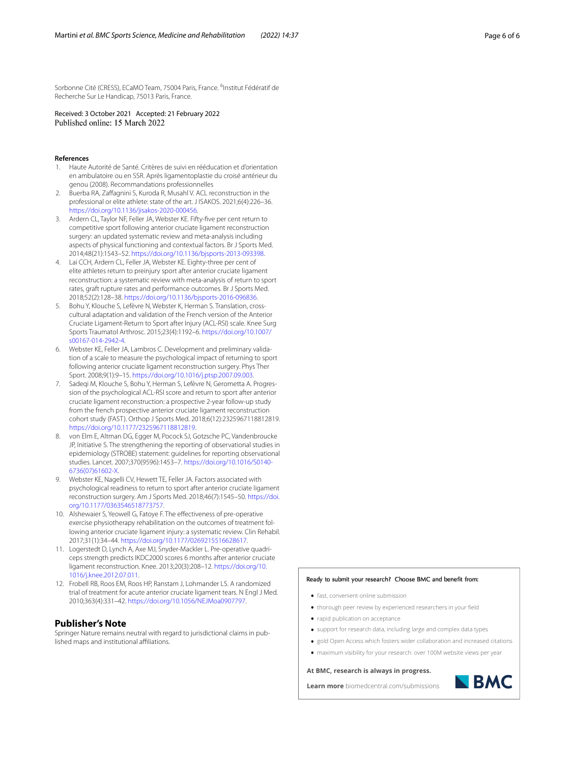Sorbonne Cité (CRESS), ECaMO Team, 75004 Paris, France. [6]Institut Fédératif de Recherche Sur Le Handicap, 75013 Paris, France.

Received: 3 October 2021 Accepted: 21 February 2022
Published online: 15 March 2022

**References**

1. Haute Autorité de Santé. Critères de suivi en rééducation et d'orientation en ambulatoire ou en SSR. Après ligamentoplastie du croisé antérieur du genou (2008). Recommandations professionnelles
2. Buerba RA, Zaffagnini S, Kuroda R, Musahl V. ACL reconstruction in the professional or elite athlete: state of the art. J ISAKOS. 2021;6(4):226–36. https://doi.org/10.1136/jisakos-2020-000456.
3. Ardern CL, Taylor NF, Feller JA, Webster KE. Fifty-five per cent return to competitive sport following anterior cruciate ligament reconstruction surgery: an updated systematic review and meta-analysis including aspects of physical functioning and contextual factors. Br J Sports Med. 2014;48(21):1543–52. https://doi.org/10.1136/bjsports-2013-093398.
4. Lai CCH, Ardern CL, Feller JA, Webster KE. Eighty-three per cent of elite athletes return to preinjury sport after anterior cruciate ligament reconstruction: a systematic review with meta-analysis of return to sport rates, graft rupture rates and performance outcomes. Br J Sports Med. 2018;52(2):128–38. https://doi.org/10.1136/bjsports-2016-096836.
5. Bohu Y, Klouche S, Lefèvre N, Webster K, Herman S. Translation, cross-cultural adaptation and validation of the French version of the Anterior Cruciate Ligament-Return to Sport after Injury (ACL-RSI) scale. Knee Surg Sports Traumatol Arthrosc. 2015;23(4):1192–6. https://doi.org/10.1007/s00167-014-2942-4.
6. Webster KE, Feller JA, Lambros C. Development and preliminary validation of a scale to measure the psychological impact of returning to sport following anterior cruciate ligament reconstruction surgery. Phys Ther Sport. 2008;9(1):9–15. https://doi.org/10.1016/j.ptsp.2007.09.003.
7. Sadeqi M, Klouche S, Bohu Y, Herman S, Lefèvre N, Gerometta A. Progression of the psychological ACL-RSI score and return to sport after anterior cruciate ligament reconstruction: a prospective 2-year follow-up study from the french prospective anterior cruciate ligament reconstruction cohort study (FAST). Orthop J Sports Med. 2018;6(12):2325967118812819. https://doi.org/10.1177/2325967118812819.
8. von Elm E, Altman DG, Egger M, Pocock SJ, Gotzsche PC, Vandenbroucke JP, Initiative S. The strengthening the reporting of observational studies in epidemiology (STROBE) statement: guidelines for reporting observational studies. Lancet. 2007;370(9596):1453–7. https://doi.org/10.1016/S0140-6736(07)61602-X.
9. Webster KE, Nagelli CV, Hewett TE, Feller JA. Factors associated with psychological readiness to return to sport after anterior cruciate ligament reconstruction surgery. Am J Sports Med. 2018;46(7):1545–50. https://doi.org/10.1177/0363546518773757.
10. Alshewaier S, Yeowell G, Fatoye F. The effectiveness of pre-operative exercise physiotherapy rehabilitation on the outcomes of treatment following anterior cruciate ligament injury: a systematic review. Clin Rehabil. 2017;31(1):34–44. https://doi.org/10.1177/0269215516628617.
11. Logerstedt D, Lynch A, Axe MJ, Snyder-Mackler L. Pre-operative quadriceps strength predicts IKDC2000 scores 6 months after anterior cruciate ligament reconstruction. Knee. 2013;20(3):208–12. https://doi.org/10.1016/j.knee.2012.07.011.
12. Frobell RB, Roos EM, Roos HP, Ranstam J, Lohmander LS. A randomized trial of treatment for acute anterior cruciate ligament tears. N Engl J Med. 2010;363(4):331–42. https://doi.org/10.1056/NEJMoa0907797.

## Publisher's Note

Springer Nature remains neutral with regard to jurisdictional claims in published maps and institutional affiliations.

Ready to submit your research? Choose BMC and benefit from:

- fast, convenient online submission
- thorough peer review by experienced researchers in your field
- rapid publication on acceptance
- support for research data, including large and complex data types
- gold Open Access which fosters wider collaboration and increased citations
- maximum visibility for your research: over 100M website views per year

**At BMC, research is always in progress.**

**Learn more** biomedcentral.com/submissions

BMC